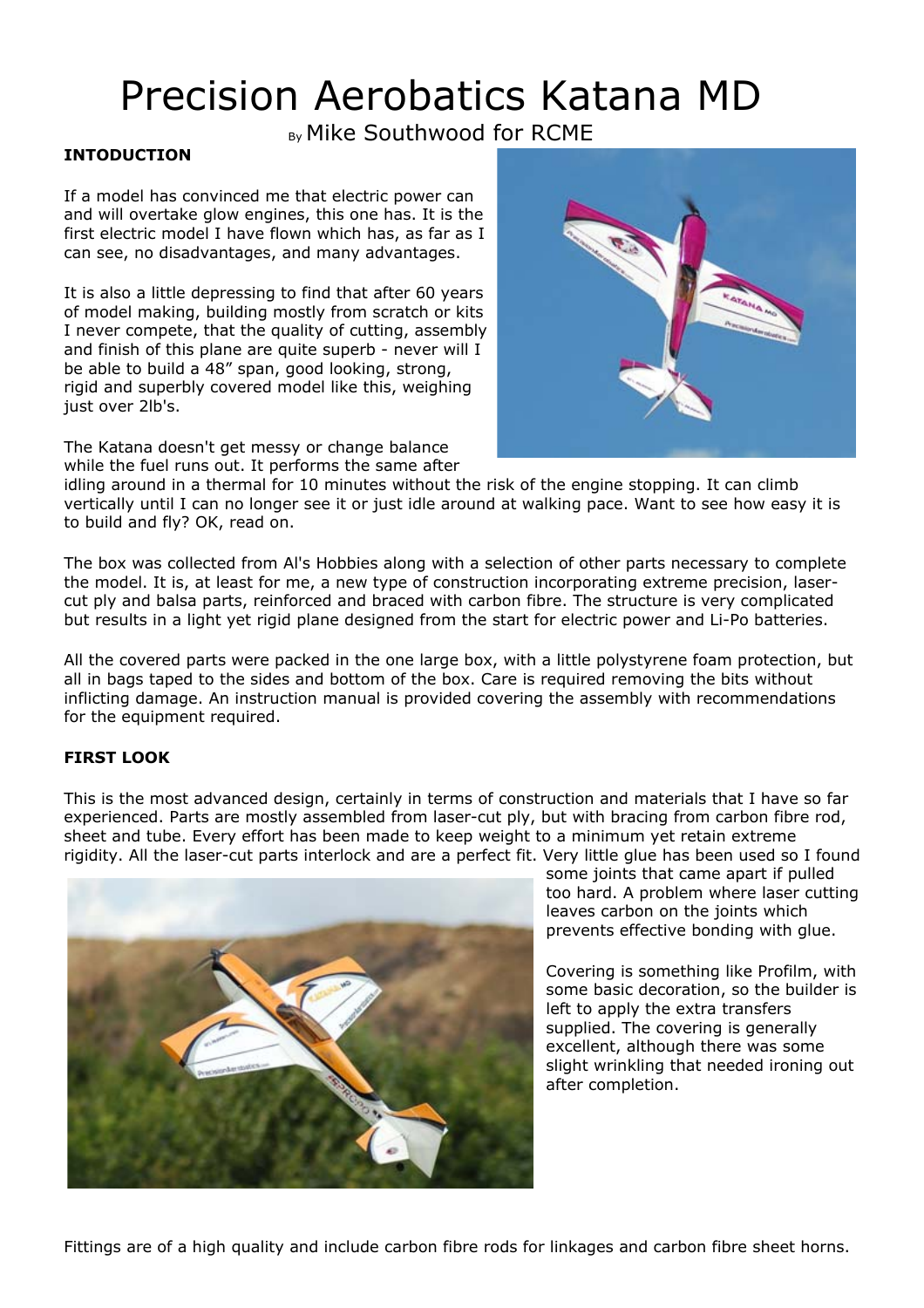# Precision Aerobatics Katana MD

By Mike Southwood for RCME

**INTODUCTION**

If a model has convinced me that electric power can and will overtake glow engines, this one has. It is the first electric model I have flown which has, as far as I can see, no disadvantages, and many advantages.

It is also a little depressing to find that after 60 years of model making, building mostly from scratch or kits I never compete, that the quality of cutting, assembly and finish of this plane are quite superb - never will I be able to build a 48” span, good looking, strong, rigid and superbly covered model like this, weighing just over 2lb's.

The Katana doesn't get messy or change balance while the fuel runs out. It performs the same after idling around in a thermal for 10 minutes without the risk of the engine stopping. It can climb vertically until I can no longer see it or just idle around at walking pace. Want to see how easy it is to build and fly? OK, read on.

The box was collected from Al's Hobbies along with a selection of other parts necessary to complete the model. It is, at least for me, a new type of construction incorporating extreme precision, laser-cut ply and balsa parts, reinforced and braced with carbon fibre. The structure is very complicated but results in a light yet rigid plane designed from the start for electric power and Li-Po batteries.

All the covered parts were packed in the one large box, with a little polystyrene foam protection, but all in bags taped to the sides and bottom of the box. Care is required removing the bits without inflicting damage. An instruction manual is provided covering the assembly with recommendations for the equipment required.

**FIRST LOOK**

This is the most advanced design, certainly in terms of construction and materials that I have so far experienced. Parts are mostly assembled from laser-cut ply, but with bracing from carbon fibre rod, sheet and tube. Every effort has been made to keep weight to a minimum yet retain extreme rigidity. All the laser-cut parts interlock and are a perfect fit. Very little glue has been used so I found some joints that came apart if pulled too hard. A problem where laser cutting leaves carbon on the joints which prevents effective bonding with glue.

Covering is something like Profilm, with some basic decoration, so the builder is left to apply the extra transfers supplied. The covering is generally excellent, although there was some slight wrinkling that needed ironing out after completion.

Fittings are of a high quality and include carbon fibre rods for linkages and carbon fibre sheet horns.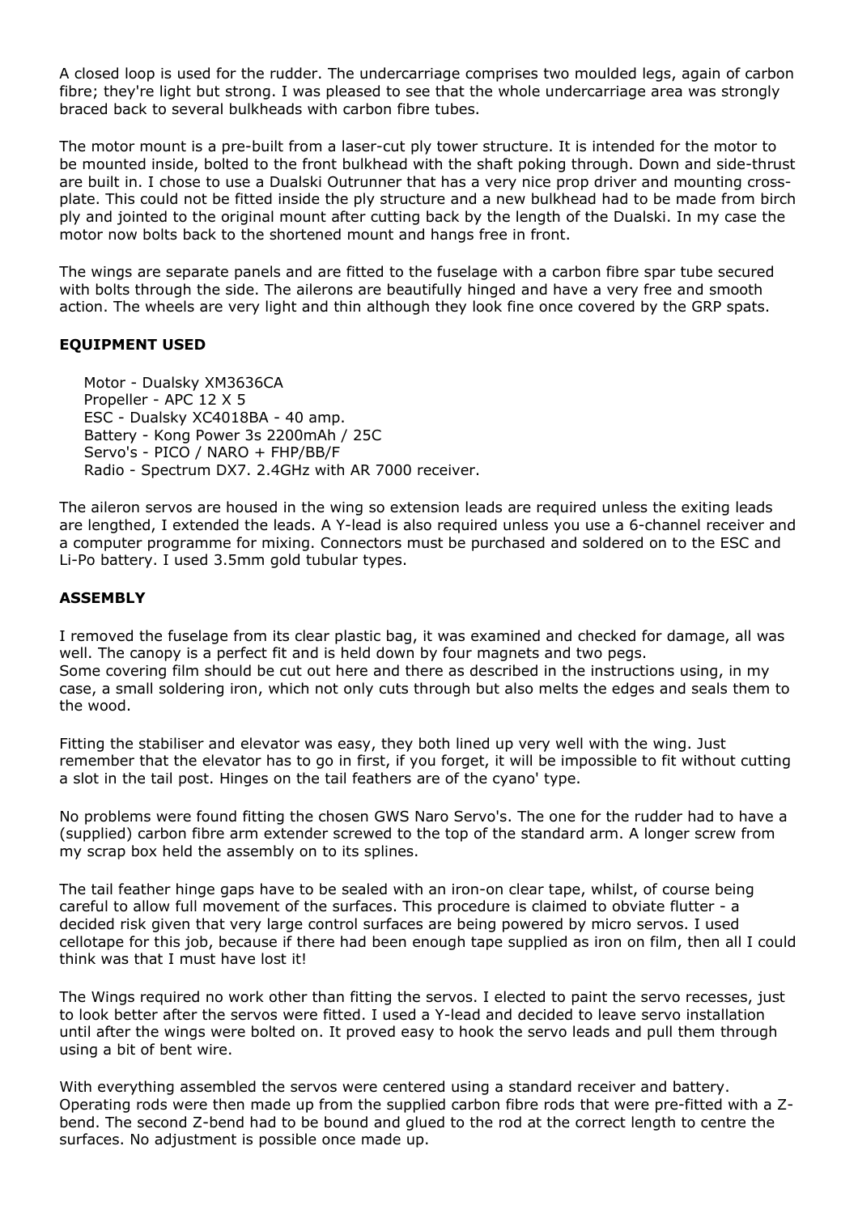A closed loop is used for the rudder. The undercarriage comprises two moulded legs, again of carbon fibre; they're light but strong. I was pleased to see that the whole undercarriage area was strongly braced back to several bulkheads with carbon fibre tubes.

The motor mount is a pre-built from a laser-cut ply tower structure. It is intended for the motor to be mounted inside, bolted to the front bulkhead with the shaft poking through. Down and side-thrust are built in. I chose to use a Dualski Outrunner that has a very nice prop driver and mounting cross-plate. This could not be fitted inside the ply structure and a new bulkhead had to be made from birch ply and jointed to the original mount after cutting back by the length of the Dualski. In my case the motor now bolts back to the shortened mount and hangs free in front.

The wings are separate panels and are fitted to the fuselage with a carbon fibre spar tube secured with bolts through the side. The ailerons are beautifully hinged and have a very free and smooth action. The wheels are very light and thin although they look fine once covered by the GRP spats.

**EQUIPMENT USED**

Motor - Dualsky XM3636CA
Propeller - APC 12 X 5
ESC - Dualsky XC4018BA - 40 amp.
Battery - Kong Power 3s 2200mAh / 25C
Servo's - PICO / NARO + FHP/BB/F
Radio - Spectrum DX7. 2.4GHz with AR 7000 receiver.

The aileron servos are housed in the wing so extension leads are required unless the exiting leads are lengthed, I extended the leads. A Y-lead is also required unless you use a 6-channel receiver and a computer programme for mixing. Connectors must be purchased and soldered on to the ESC and Li-Po battery. I used 3.5mm gold tubular types.

**ASSEMBLY**

I removed the fuselage from its clear plastic bag, it was examined and checked for damage, all was well. The canopy is a perfect fit and is held down by four magnets and two pegs.
Some covering film should be cut out here and there as described in the instructions using, in my case, a small soldering iron, which not only cuts through but also melts the edges and seals them to the wood.

Fitting the stabiliser and elevator was easy, they both lined up very well with the wing. Just remember that the elevator has to go in first, if you forget, it will be impossible to fit without cutting a slot in the tail post. Hinges on the tail feathers are of the cyano' type.

No problems were found fitting the chosen GWS Naro Servo's. The one for the rudder had to have a (supplied) carbon fibre arm extender screwed to the top of the standard arm. A longer screw from my scrap box held the assembly on to its splines.

The tail feather hinge gaps have to be sealed with an iron-on clear tape, whilst, of course being careful to allow full movement of the surfaces. This procedure is claimed to obviate flutter - a decided risk given that very large control surfaces are being powered by micro servos. I used cellotape for this job, because if there had been enough tape supplied as iron on film, then all I could think was that I must have lost it!

The Wings required no work other than fitting the servos. I elected to paint the servo recesses, just to look better after the servos were fitted. I used a Y-lead and decided to leave servo installation until after the wings were bolted on. It proved easy to hook the servo leads and pull them through using a bit of bent wire.

With everything assembled the servos were centered using a standard receiver and battery. Operating rods were then made up from the supplied carbon fibre rods that were pre-fitted with a Z-bend. The second Z-bend had to be bound and glued to the rod at the correct length to centre the surfaces. No adjustment is possible once made up.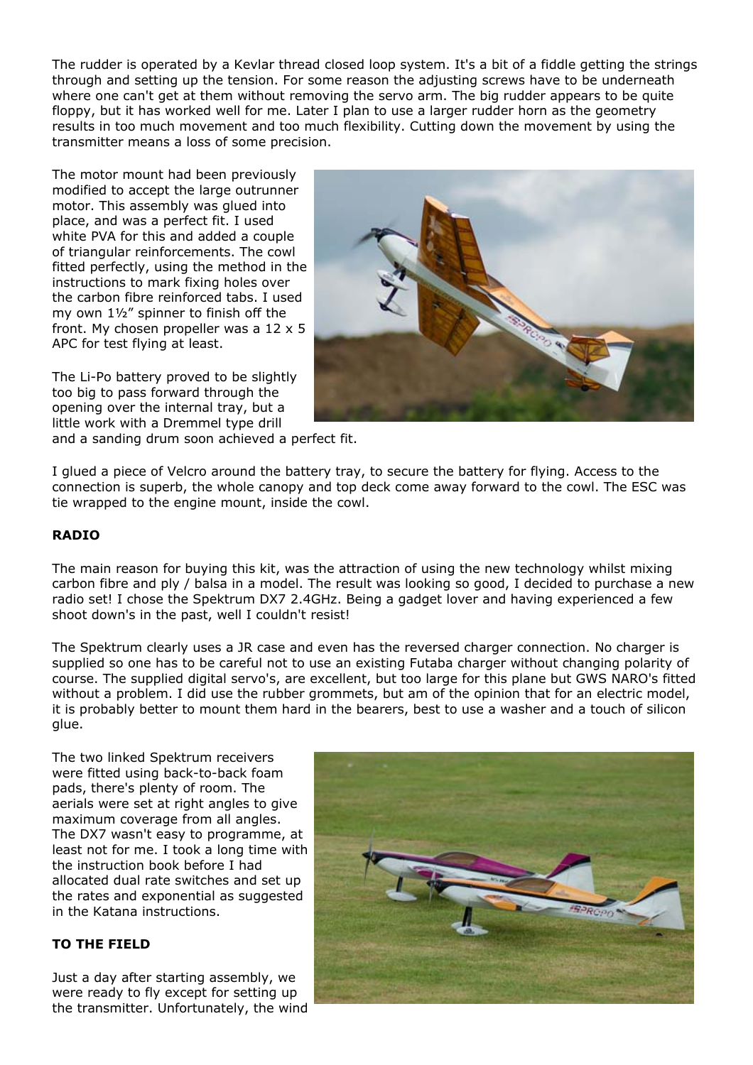The rudder is operated by a Kevlar thread closed loop system. It's a bit of a fiddle getting the strings through and setting up the tension. For some reason the adjusting screws have to be underneath where one can't get at them without removing the servo arm. The big rudder appears to be quite floppy, but it has worked well for me. Later I plan to use a larger rudder horn as the geometry results in too much movement and too much flexibility. Cutting down the movement by using the transmitter means a loss of some precision.

The motor mount had been previously modified to accept the large outrunner motor. This assembly was glued into place, and was a perfect fit. I used white PVA for this and added a couple of triangular reinforcements. The cowl fitted perfectly, using the method in the instructions to mark fixing holes over the carbon fibre reinforced tabs. I used my own 1½" spinner to finish off the front. My chosen propeller was a 12 x 5 APC for test flying at least.

The Li-Po battery proved to be slightly too big to pass forward through the opening over the internal tray, but a little work with a Dremmel type drill and a sanding drum soon achieved a perfect fit.

I glued a piece of Velcro around the battery tray, to secure the battery for flying. Access to the connection is superb, the whole canopy and top deck come away forward to the cowl. The ESC was tie wrapped to the engine mount, inside the cowl.

**RADIO**

The main reason for buying this kit, was the attraction of using the new technology whilst mixing carbon fibre and ply / balsa in a model. The result was looking so good, I decided to purchase a new radio set! I chose the Spektrum DX7 2.4GHz. Being a gadget lover and having experienced a few shoot down's in the past, well I couldn't resist!

The Spektrum clearly uses a JR case and even has the reversed charger connection. No charger is supplied so one has to be careful not to use an existing Futaba charger without changing polarity of course. The supplied digital servo's, are excellent, but too large for this plane but GWS NARO's fitted without a problem. I did use the rubber grommets, but am of the opinion that for an electric model, it is probably better to mount them hard in the bearers, best to use a washer and a touch of silicon glue.

The two linked Spektrum receivers were fitted using back-to-back foam pads, there's plenty of room. The aerials were set at right angles to give maximum coverage from all angles. The DX7 wasn't easy to programme, at least not for me. I took a long time with the instruction book before I had allocated dual rate switches and set up the rates and exponential as suggested in the Katana instructions.

**TO THE FIELD**

Just a day after starting assembly, we were ready to fly except for setting up the transmitter. Unfortunately, the wind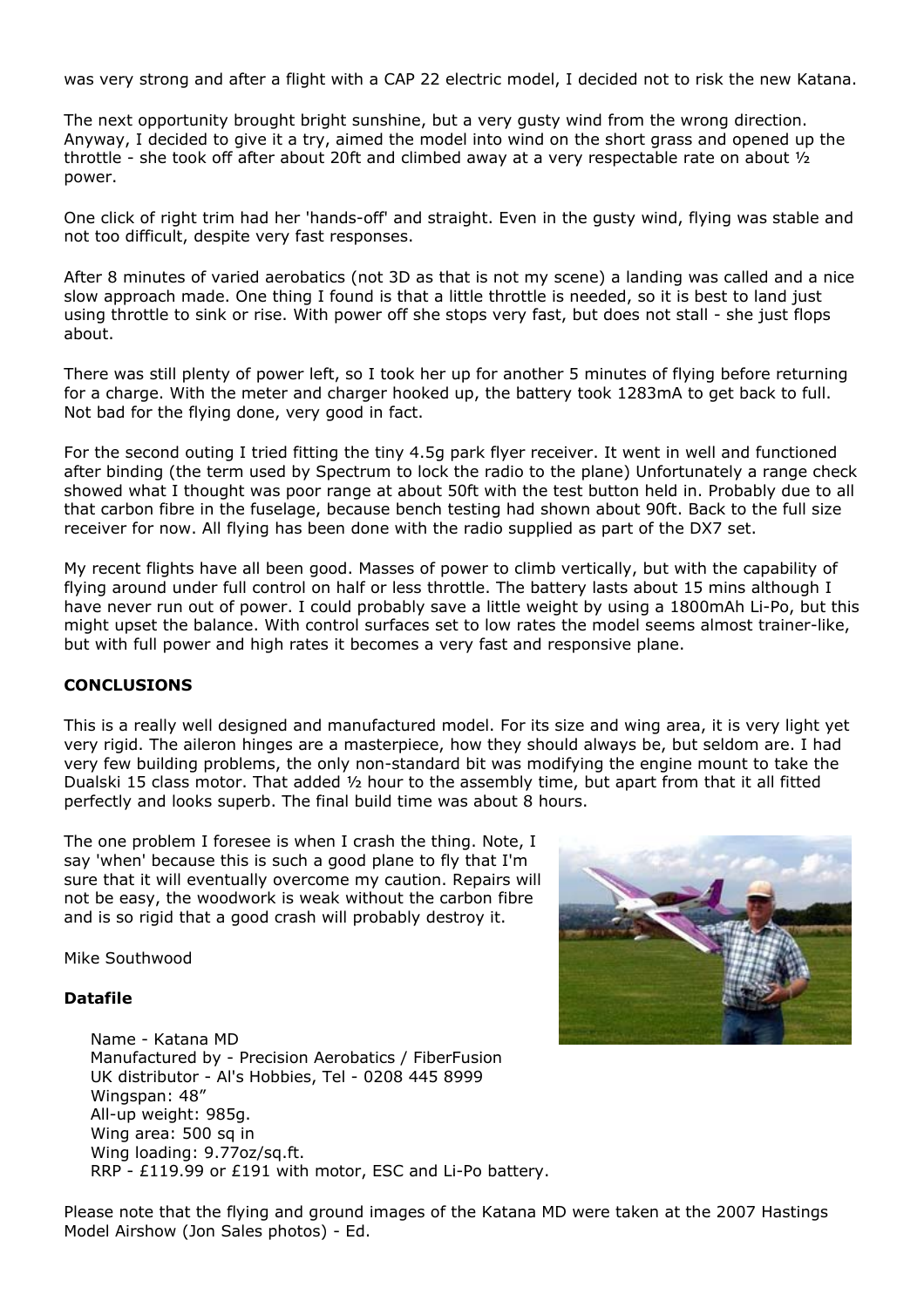was very strong and after a flight with a CAP 22 electric model, I decided not to risk the new Katana.

The next opportunity brought bright sunshine, but a very gusty wind from the wrong direction. Anyway, I decided to give it a try, aimed the model into wind on the short grass and opened up the throttle - she took off after about 20ft and climbed away at a very respectable rate on about ½ power.

One click of right trim had her 'hands-off' and straight. Even in the gusty wind, flying was stable and not too difficult, despite very fast responses.

After 8 minutes of varied aerobatics (not 3D as that is not my scene) a landing was called and a nice slow approach made. One thing I found is that a little throttle is needed, so it is best to land just using throttle to sink or rise. With power off she stops very fast, but does not stall - she just flops about.

There was still plenty of power left, so I took her up for another 5 minutes of flying before returning for a charge. With the meter and charger hooked up, the battery took 1283mA to get back to full. Not bad for the flying done, very good in fact.

For the second outing I tried fitting the tiny 4.5g park flyer receiver. It went in well and functioned after binding (the term used by Spectrum to lock the radio to the plane) Unfortunately a range check showed what I thought was poor range at about 50ft with the test button held in. Probably due to all that carbon fibre in the fuselage, because bench testing had shown about 90ft. Back to the full size receiver for now. All flying has been done with the radio supplied as part of the DX7 set.

My recent flights have all been good. Masses of power to climb vertically, but with the capability of flying around under full control on half or less throttle. The battery lasts about 15 mins although I have never run out of power. I could probably save a little weight by using a 1800mAh Li-Po, but this might upset the balance. With control surfaces set to low rates the model seems almost trainer-like, but with full power and high rates it becomes a very fast and responsive plane.

**CONCLUSIONS**

This is a really well designed and manufactured model. For its size and wing area, it is very light yet very rigid. The aileron hinges are a masterpiece, how they should always be, but seldom are. I had very few building problems, the only non-standard bit was modifying the engine mount to take the Dualski 15 class motor. That added ½ hour to the assembly time, but apart from that it all fitted perfectly and looks superb. The final build time was about 8 hours.

The one problem I foresee is when I crash the thing. Note, I say 'when' because this is such a good plane to fly that I'm sure that it will eventually overcome my caution. Repairs will not be easy, the woodwork is weak without the carbon fibre and is so rigid that a good crash will probably destroy it.

Mike Southwood

**Datafile**

Name - Katana MD
Manufactured by - Precision Aerobatics / FiberFusion
UK distributor - Al's Hobbies, Tel - 0208 445 8999
Wingspan: 48"
All-up weight: 985g.
Wing area: 500 sq in
Wing loading: 9.77oz/sq.ft.
RRP - £119.99 or £191 with motor, ESC and Li-Po battery.

Please note that the flying and ground images of the Katana MD were taken at the 2007 Hastings Model Airshow (Jon Sales photos) - Ed.